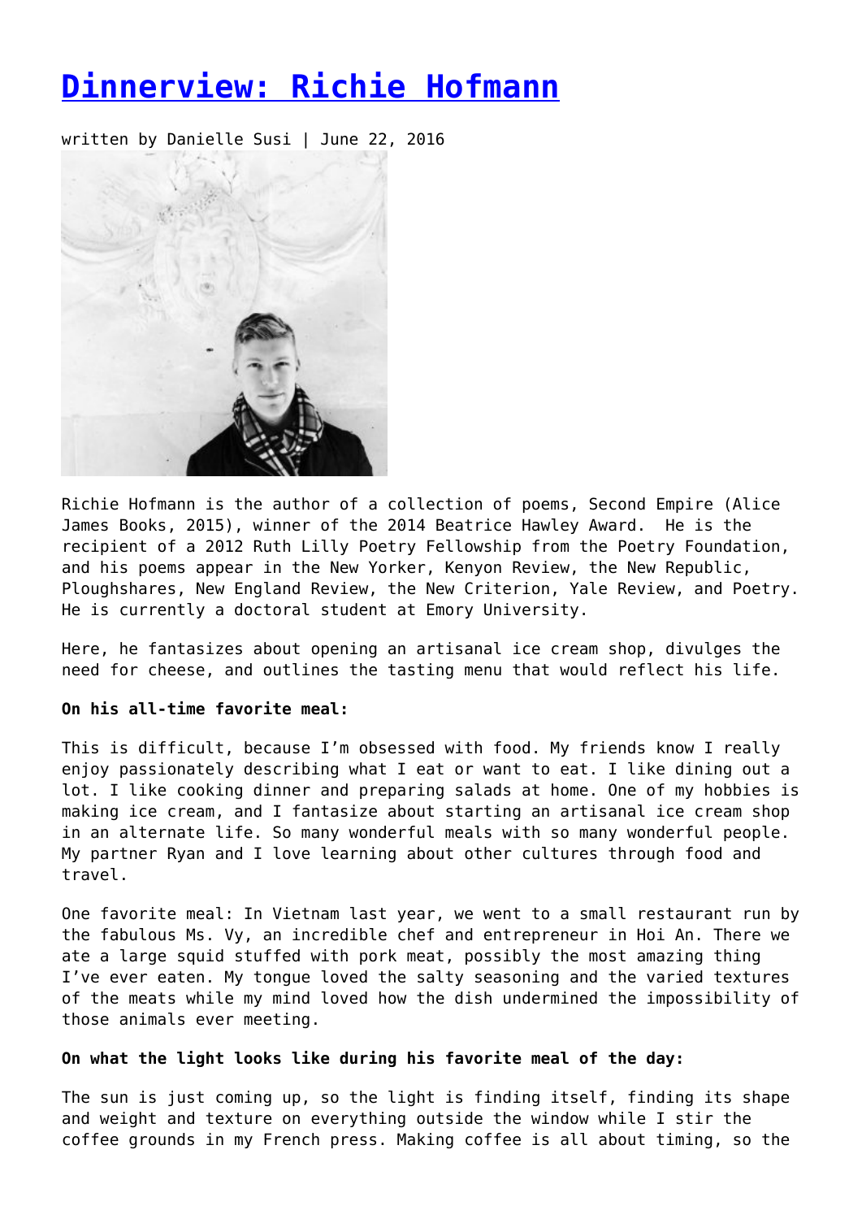# Dinnerview: Richie Hofmann

written by Danielle Susi | June 22, 2016

Richie Hofmann is the author of a collection of poems, Second Empire (Alice James Books, 2015), winner of the 2014 Beatrice Hawley Award. He is the recipient of a 2012 Ruth Lilly Poetry Fellowship from the Poetry Foundation, and his poems appear in the New Yorker, Kenyon Review, the New Republic, Ploughshares, New England Review, the New Criterion, Yale Review, and Poetry. He is currently a doctoral student at Emory University.

Here, he fantasizes about opening an artisanal ice cream shop, divulges the need for cheese, and outlines the tasting menu that would reflect his life.

**On his all-time favorite meal:**

This is difficult, because I'm obsessed with food. My friends know I really enjoy passionately describing what I eat or want to eat. I like dining out a lot. I like cooking dinner and preparing salads at home. One of my hobbies is making ice cream, and I fantasize about starting an artisanal ice cream shop in an alternate life. So many wonderful meals with so many wonderful people. My partner Ryan and I love learning about other cultures through food and travel.

One favorite meal: In Vietnam last year, we went to a small restaurant run by the fabulous Ms. Vy, an incredible chef and entrepreneur in Hoi An. There we ate a large squid stuffed with pork meat, possibly the most amazing thing I've ever eaten. My tongue loved the salty seasoning and the varied textures of the meats while my mind loved how the dish undermined the impossibility of those animals ever meeting.

**On what the light looks like during his favorite meal of the day:**

The sun is just coming up, so the light is finding itself, finding its shape and weight and texture on everything outside the window while I stir the coffee grounds in my French press. Making coffee is all about timing, so the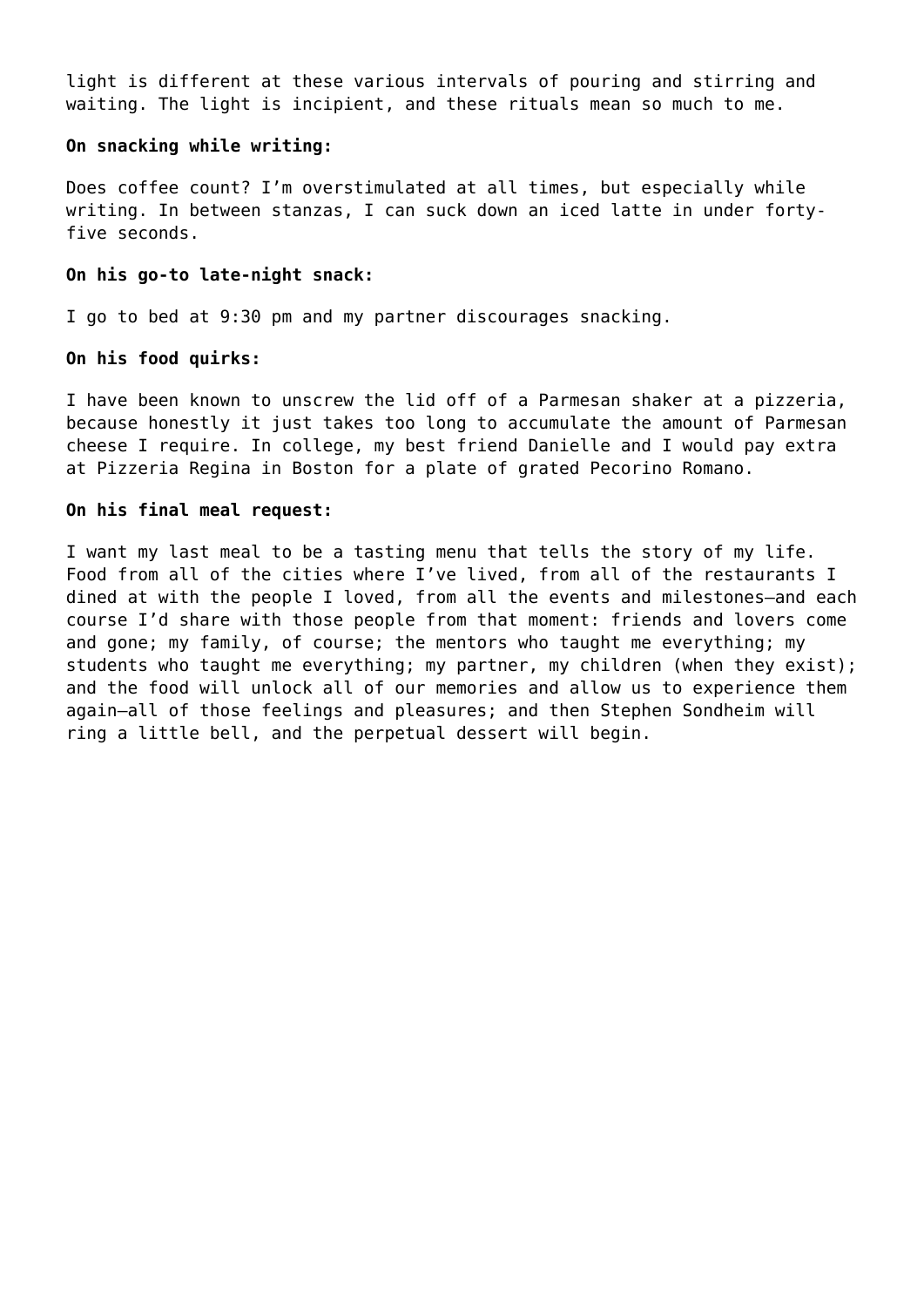light is different at these various intervals of pouring and stirring and waiting. The light is incipient, and these rituals mean so much to me.

**On snacking while writing:**

Does coffee count? I'm overstimulated at all times, but especially while writing. In between stanzas, I can suck down an iced latte in under forty-five seconds.

**On his go-to late-night snack:**

I go to bed at 9:30 pm and my partner discourages snacking.

**On his food quirks:**

I have been known to unscrew the lid off of a Parmesan shaker at a pizzeria, because honestly it just takes too long to accumulate the amount of Parmesan cheese I require. In college, my best friend Danielle and I would pay extra at Pizzeria Regina in Boston for a plate of grated Pecorino Romano.

**On his final meal request:**

I want my last meal to be a tasting menu that tells the story of my life. Food from all of the cities where I've lived, from all of the restaurants I dined at with the people I loved, from all the events and milestones—and each course I'd share with those people from that moment: friends and lovers come and gone; my family, of course; the mentors who taught me everything; my students who taught me everything; my partner, my children (when they exist); and the food will unlock all of our memories and allow us to experience them again—all of those feelings and pleasures; and then Stephen Sondheim will ring a little bell, and the perpetual dessert will begin.